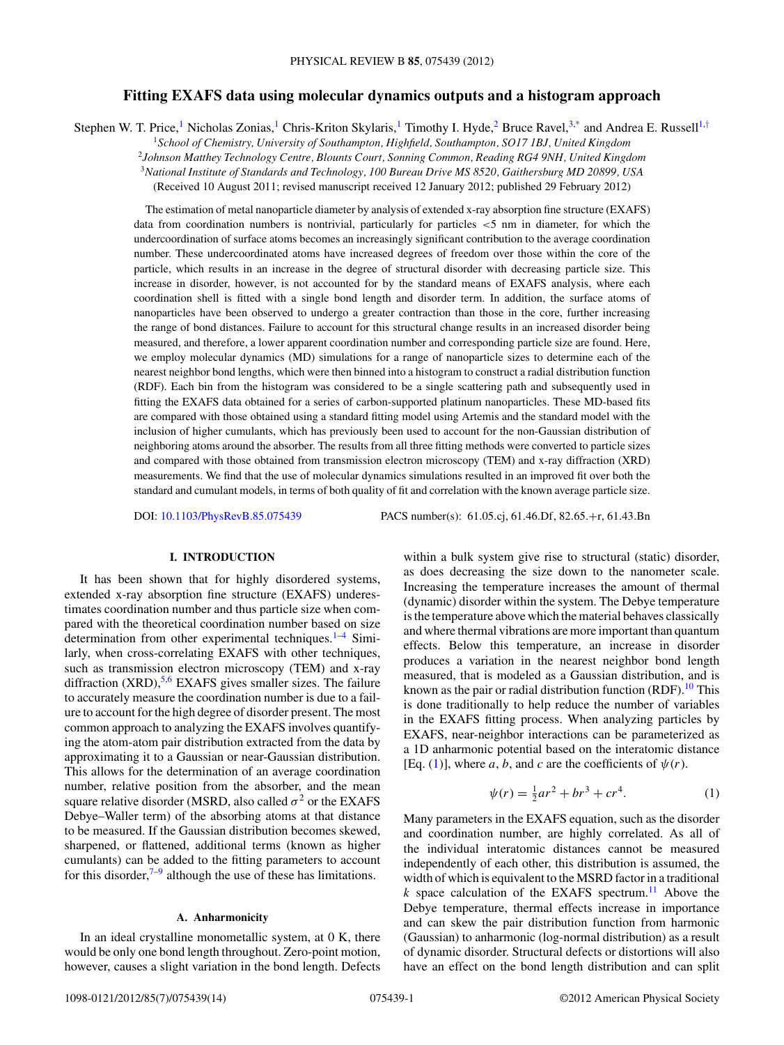# Fitting EXAFS data using molecular dynamics outputs and a histogram approach

Stephen W. T. Price,[1] Nicholas Zonias,[1] Chris-Kriton Skylaris,[1] Timothy I. Hyde,[2] Bruce Ravel,[3,*] and Andrea E. Russell[1,†]

[1]*School of Chemistry, University of Southampton, Highfield, Southampton, SO17 1BJ, United Kingdom*

[2]*Johnson Matthey Technology Centre, Blounts Court, Sonning Common, Reading RG4 9NH, United Kingdom*

[3]*National Institute of Standards and Technology, 100 Bureau Drive MS 8520, Gaithersburg MD 20899, USA*

(Received 10 August 2011; revised manuscript received 12 January 2012; published 29 February 2012)

The estimation of metal nanoparticle diameter by analysis of extended x-ray absorption fine structure (EXAFS) data from coordination numbers is nontrivial, particularly for particles <5 nm in diameter, for which the undercoordination of surface atoms becomes an increasingly significant contribution to the average coordination number. These undercoordinated atoms have increased degrees of freedom over those within the core of the particle, which results in an increase in the degree of structural disorder with decreasing particle size. This increase in disorder, however, is not accounted for by the standard means of EXAFS analysis, where each coordination shell is fitted with a single bond length and disorder term. In addition, the surface atoms of nanoparticles have been observed to undergo a greater contraction than those in the core, further increasing the range of bond distances. Failure to account for this structural change results in an increased disorder being measured, and therefore, a lower apparent coordination number and corresponding particle size are found. Here, we employ molecular dynamics (MD) simulations for a range of nanoparticle sizes to determine each of the nearest neighbor bond lengths, which were then binned into a histogram to construct a radial distribution function (RDF). Each bin from the histogram was considered to be a single scattering path and subsequently used in fitting the EXAFS data obtained for a series of carbon-supported platinum nanoparticles. These MD-based fits are compared with those obtained using a standard fitting model using Artemis and the standard model with the inclusion of higher cumulants, which has previously been used to account for the non-Gaussian distribution of neighboring atoms around the absorber. The results from all three fitting methods were converted to particle sizes and compared with those obtained from transmission electron microscopy (TEM) and x-ray diffraction (XRD) measurements. We find that the use of molecular dynamics simulations resulted in an improved fit over both the standard and cumulant models, in terms of both quality of fit and correlation with the known average particle size.

DOI: 10.1103/PhysRevB.85.075439 PACS number(s): 61.05.cj, 61.46.Df, 82.65.+r, 61.43.Bn

## I. INTRODUCTION

It has been shown that for highly disordered systems, extended x-ray absorption fine structure (EXAFS) underestimates coordination number and thus particle size when compared with the theoretical coordination number based on size determination from other experimental techniques.[1–4] Similarly, when cross-correlating EXAFS with other techniques, such as transmission electron microscopy (TEM) and x-ray diffraction (XRD),[5,6] EXAFS gives smaller sizes. The failure to accurately measure the coordination number is due to a failure to account for the high degree of disorder present. The most common approach to analyzing the EXAFS involves quantifying the atom-atom pair distribution extracted from the data by approximating it to a Gaussian or near-Gaussian distribution. This allows for the determination of an average coordination number, relative position from the absorber, and the mean square relative disorder (MSRD, also called $\sigma^2$ or the EXAFS Debye–Waller term) of the absorbing atoms at that distance to be measured. If the Gaussian distribution becomes skewed, sharpened, or flattened, additional terms (known as higher cumulants) can be added to the fitting parameters to account for this disorder,[7–9] although the use of these has limitations.

### A. Anharmonicity

In an ideal crystalline monometallic system, at 0 K, there would be only one bond length throughout. Zero-point motion, however, causes a slight variation in the bond length. Defects within a bulk system give rise to structural (static) disorder, as does decreasing the size down to the nanometer scale. Increasing the temperature increases the amount of thermal (dynamic) disorder within the system. The Debye temperature is the temperature above which the material behaves classically and where thermal vibrations are more important than quantum effects. Below this temperature, an increase in disorder produces a variation in the nearest neighbor bond length measured, that is modeled as a Gaussian distribution, and is known as the pair or radial distribution function (RDF).[10] This is done traditionally to help reduce the number of variables in the EXAFS fitting process. When analyzing particles by EXAFS, near-neighbor interactions can be parameterized as a 1D anharmonic potential based on the interatomic distance [Eq. (1)], where $a$, $b$, and $c$ are the coefficients of $\psi(r)$.

$$\psi(r) = \tfrac{1}{2}ar^2 + br^3 + cr^4. \tag{1}$$

Many parameters in the EXAFS equation, such as the disorder and coordination number, are highly correlated. As all of the individual interatomic distances cannot be measured independently of each other, this distribution is assumed, the width of which is equivalent to the MSRD factor in a traditional $k$ space calculation of the EXAFS spectrum.[11] Above the Debye temperature, thermal effects increase in importance and can skew the pair distribution function from harmonic (Gaussian) to anharmonic (log-normal distribution) as a result of dynamic disorder. Structural defects or distortions will also have an effect on the bond length distribution and can split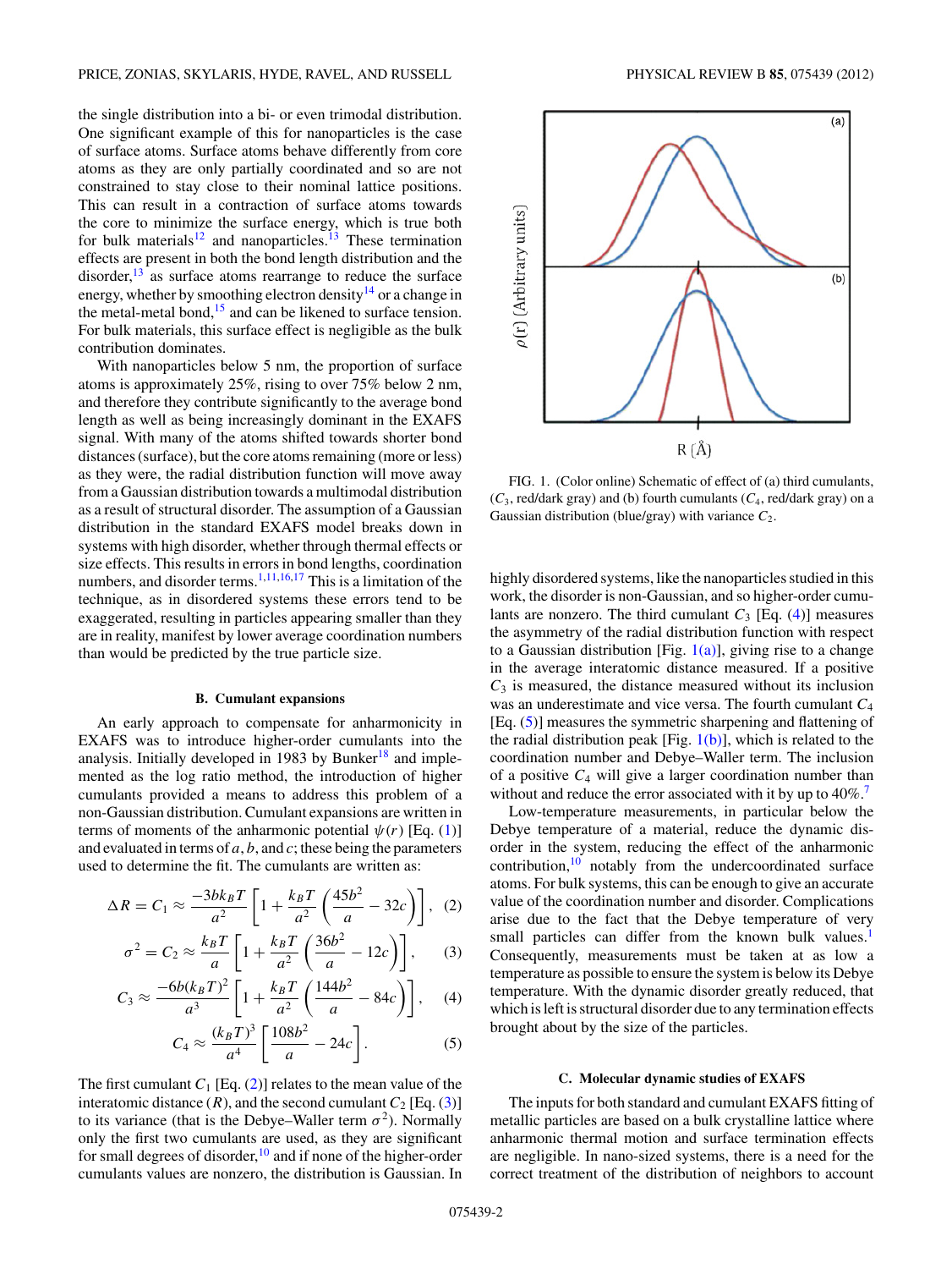the single distribution into a bi- or even trimodal distribution. One significant example of this for nanoparticles is the case of surface atoms. Surface atoms behave differently from core atoms as they are only partially coordinated and so are not constrained to stay close to their nominal lattice positions. This can result in a contraction of surface atoms towards the core to minimize the surface energy, which is true both for bulk materials[12] and nanoparticles.[13] These termination effects are present in both the bond length distribution and the disorder,[13] as surface atoms rearrange to reduce the surface energy, whether by smoothing electron density[14] or a change in the metal-metal bond,[15] and can be likened to surface tension. For bulk materials, this surface effect is negligible as the bulk contribution dominates.

With nanoparticles below 5 nm, the proportion of surface atoms is approximately 25%, rising to over 75% below 2 nm, and therefore they contribute significantly to the average bond length as well as being increasingly dominant in the EXAFS signal. With many of the atoms shifted towards shorter bond distances (surface), but the core atoms remaining (more or less) as they were, the radial distribution function will move away from a Gaussian distribution towards a multimodal distribution as a result of structural disorder. The assumption of a Gaussian distribution in the standard EXAFS model breaks down in systems with high disorder, whether through thermal effects or size effects. This results in errors in bond lengths, coordination numbers, and disorder terms.[1,11,16,17] This is a limitation of the technique, as in disordered systems these errors tend to be exaggerated, resulting in particles appearing smaller than they are in reality, manifest by lower average coordination numbers than would be predicted by the true particle size.

### B. Cumulant expansions

An early approach to compensate for anharmonicity in EXAFS was to introduce higher-order cumulants into the analysis. Initially developed in 1983 by Bunker[18] and implemented as the log ratio method, the introduction of higher cumulants provided a means to address this problem of a non-Gaussian distribution. Cumulant expansions are written in terms of moments of the anharmonic potential $\psi(r)$ [Eq. (1)] and evaluated in terms of $a$, $b$, and $c$; these being the parameters used to determine the fit. The cumulants are written as:

$$\Delta R = C_1 \approx \frac{-3bk_BT}{a^2}\left[1 + \frac{k_BT}{a^2}\left(\frac{45b^2}{a} - 32c\right)\right], \quad (2)$$

$$\sigma^2 = C_2 \approx \frac{k_BT}{a}\left[1 + \frac{k_BT}{a^2}\left(\frac{36b^2}{a} - 12c\right)\right], \quad (3)$$

$$C_3 \approx \frac{-6b(k_BT)^2}{a^3}\left[1 + \frac{k_BT}{a^2}\left(\frac{144b^2}{a} - 84c\right)\right], \quad (4)$$

$$C_4 \approx \frac{(k_BT)^3}{a^4}\left[\frac{108b^2}{a} - 24c\right]. \quad (5)$$

The first cumulant $C_1$ [Eq. (2)] relates to the mean value of the interatomic distance ($R$), and the second cumulant $C_2$ [Eq. (3)] to its variance (that is the Debye–Waller term $\sigma^2$). Normally only the first two cumulants are used, as they are significant for small degrees of disorder,[10] and if none of the higher-order cumulants values are nonzero, the distribution is Gaussian. In highly disordered systems, like the nanoparticles studied in this work, the disorder is non-Gaussian, and so higher-order cumulants are nonzero. The third cumulant $C_3$ [Eq. (4)] measures the asymmetry of the radial distribution function with respect to a Gaussian distribution [Fig. 1(a)], giving rise to a change in the average interatomic distance measured. If a positive $C_3$ is measured, the distance measured without its inclusion was an underestimate and vice versa. The fourth cumulant $C_4$ [Eq. (5)] measures the symmetric sharpening and flattening of the radial distribution peak [Fig. 1(b)], which is related to the coordination number and Debye–Waller term. The inclusion of a positive $C_4$ will give a larger coordination number than without and reduce the error associated with it by up to 40%.[7]

FIG. 1. (Color online) Schematic of effect of (a) third cumulants, ($C_3$, red/dark gray) and (b) fourth cumulants ($C_4$, red/dark gray) on a Gaussian distribution (blue/gray) with variance $C_2$.

Low-temperature measurements, in particular below the Debye temperature of a material, reduce the dynamic disorder in the system, reducing the effect of the anharmonic contribution,[10] notably from the undercoordinated surface atoms. For bulk systems, this can be enough to give an accurate value of the coordination number and disorder. Complications arise due to the fact that the Debye temperature of very small particles can differ from the known bulk values.[1] Consequently, measurements must be taken at as low a temperature as possible to ensure the system is below its Debye temperature. With the dynamic disorder greatly reduced, that which is left is structural disorder due to any termination effects brought about by the size of the particles.

### C. Molecular dynamic studies of EXAFS

The inputs for both standard and cumulant EXAFS fitting of metallic particles are based on a bulk crystalline lattice where anharmonic thermal motion and surface termination effects are negligible. In nano-sized systems, there is a need for the correct treatment of the distribution of neighbors to account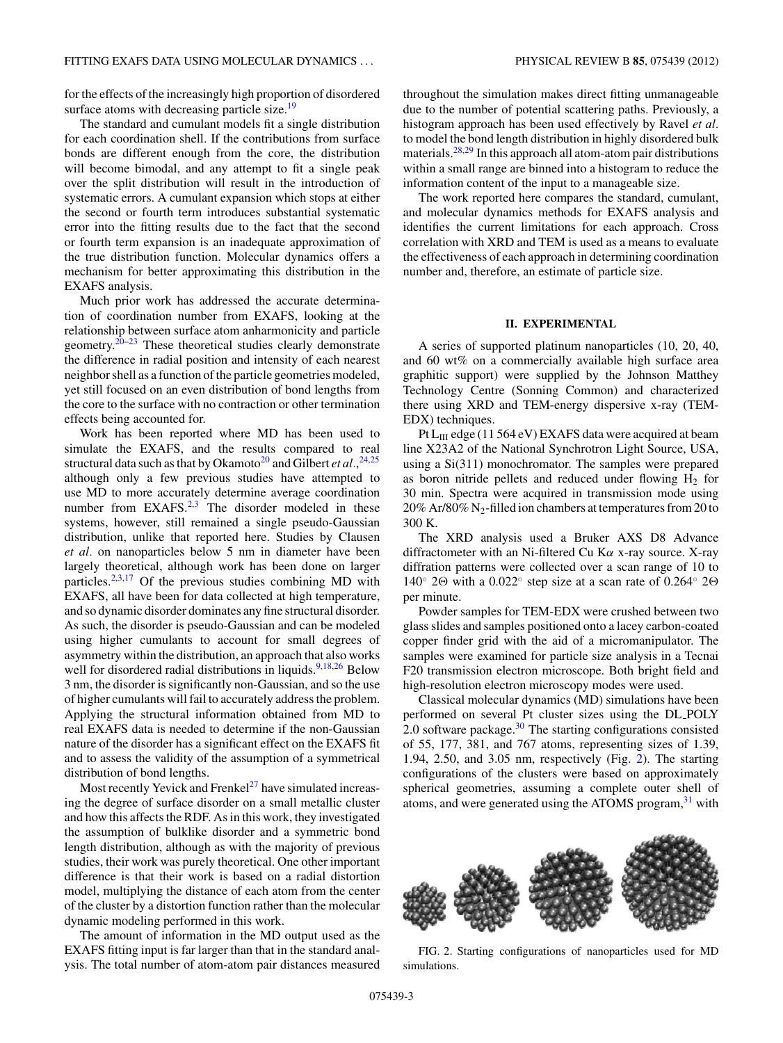for the effects of the increasingly high proportion of disordered surface atoms with decreasing particle size.[19]

The standard and cumulant models fit a single distribution for each coordination shell. If the contributions from surface bonds are different enough from the core, the distribution will become bimodal, and any attempt to fit a single peak over the split distribution will result in the introduction of systematic errors. A cumulant expansion which stops at either the second or fourth term introduces substantial systematic error into the fitting results due to the fact that the second or fourth term expansion is an inadequate approximation of the true distribution function. Molecular dynamics offers a mechanism for better approximating this distribution in the EXAFS analysis.

Much prior work has addressed the accurate determination of coordination number from EXAFS, looking at the relationship between surface atom anharmonicity and particle geometry.[20–23] These theoretical studies clearly demonstrate the difference in radial position and intensity of each nearest neighbor shell as a function of the particle geometries modeled, yet still focused on an even distribution of bond lengths from the core to the surface with no contraction or other termination effects being accounted for.

Work has been reported where MD has been used to simulate the EXAFS, and the results compared to real structural data such as that by Okamoto[20] and Gilbert *et al.*,[24,25] although only a few previous studies have attempted to use MD to more accurately determine average coordination number from EXAFS.[2,3] The disorder modeled in these systems, however, still remained a single pseudo-Gaussian distribution, unlike that reported here. Studies by Clausen *et al.* on nanoparticles below 5 nm in diameter have been largely theoretical, although work has been done on larger particles.[2,3,17] Of the previous studies combining MD with EXAFS, all have been for data collected at high temperature, and so dynamic disorder dominates any fine structural disorder. As such, the disorder is pseudo-Gaussian and can be modeled using higher cumulants to account for small degrees of asymmetry within the distribution, an approach that also works well for disordered radial distributions in liquids.[9,18,26] Below 3 nm, the disorder is significantly non-Gaussian, and so the use of higher cumulants will fail to accurately address the problem. Applying the structural information obtained from MD to real EXAFS data is needed to determine if the non-Gaussian nature of the disorder has a significant effect on the EXAFS fit and to assess the validity of the assumption of a symmetrical distribution of bond lengths.

Most recently Yevick and Frenkel[27] have simulated increasing the degree of surface disorder on a small metallic cluster and how this affects the RDF. As in this work, they investigated the assumption of bulklike disorder and a symmetric bond length distribution, although as with the majority of previous studies, their work was purely theoretical. One other important difference is that their work is based on a radial distortion model, multiplying the distance of each atom from the center of the cluster by a distortion function rather than the molecular dynamic modeling performed in this work.

The amount of information in the MD output used as the EXAFS fitting input is far larger than that in the standard analysis. The total number of atom-atom pair distances measured throughout the simulation makes direct fitting unmanageable due to the number of potential scattering paths. Previously, a histogram approach has been used effectively by Ravel *et al.* to model the bond length distribution in highly disordered bulk materials.[28,29] In this approach all atom-atom pair distributions within a small range are binned into a histogram to reduce the information content of the input to a manageable size.

The work reported here compares the standard, cumulant, and molecular dynamics methods for EXAFS analysis and identifies the current limitations for each approach. Cross correlation with XRD and TEM is used as a means to evaluate the effectiveness of each approach in determining coordination number and, therefore, an estimate of particle size.

## II. EXPERIMENTAL

A series of supported platinum nanoparticles (10, 20, 40, and 60 wt% on a commercially available high surface area graphitic support) were supplied by the Johnson Matthey Technology Centre (Sonning Common) and characterized there using XRD and TEM-energy dispersive x-ray (TEM-EDX) techniques.

Pt $L_{III}$ edge (11 564 eV) EXAFS data were acquired at beam line X23A2 of the National Synchrotron Light Source, USA, using a Si(311) monochromator. The samples were prepared as boron nitride pellets and reduced under flowing $H_2$ for 30 min. Spectra were acquired in transmission mode using 20% Ar/80% $N_2$-filled ion chambers at temperatures from 20 to 300 K.

The XRD analysis used a Bruker AXS D8 Advance diffractometer with an Ni-filtered Cu K$\alpha$ x-ray source. X-ray diffraction patterns were collected over a scan range of 10 to 140° 2$\Theta$ with a 0.022° step size at a scan rate of 0.264° 2$\Theta$ per minute.

Powder samples for TEM-EDX were crushed between two glass slides and samples positioned onto a lacey carbon-coated copper finder grid with the aid of a micromanipulator. The samples were examined for particle size analysis in a Tecnai F20 transmission electron microscope. Both bright field and high-resolution electron microscopy modes were used.

Classical molecular dynamics (MD) simulations have been performed on several Pt cluster sizes using the DL_POLY 2.0 software package.[30] The starting configurations consisted of 55, 177, 381, and 767 atoms, representing sizes of 1.39, 1.94, 2.50, and 3.05 nm, respectively (Fig. 2). The starting configurations of the clusters were based on approximately spherical geometries, assuming a complete outer shell of atoms, and were generated using the ATOMS program,[31] with

FIG. 2. Starting configurations of nanoparticles used for MD simulations.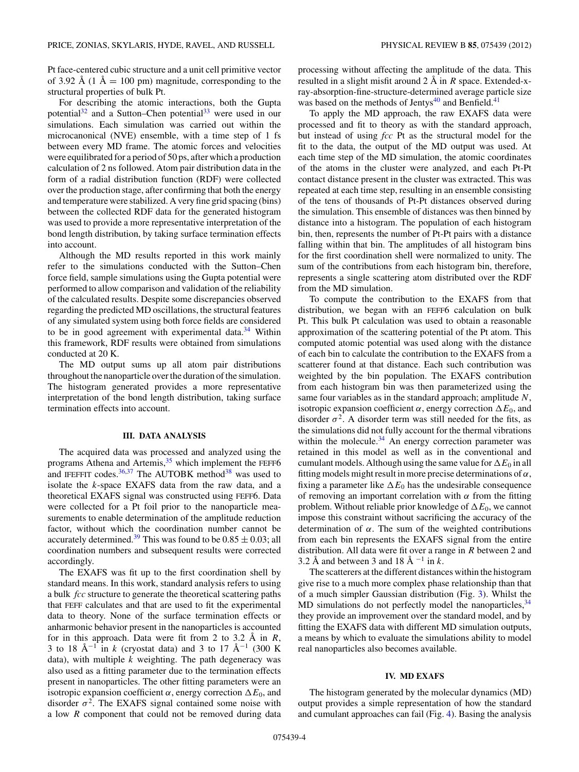Pt face-centered cubic structure and a unit cell primitive vector of 3.92 Å (1 Å = 100 pm) magnitude, corresponding to the structural properties of bulk Pt.

For describing the atomic interactions, both the Gupta potential[32] and a Sutton–Chen potential[33] were used in our simulations. Each simulation was carried out within the microcanonical (NVE) ensemble, with a time step of 1 fs between every MD frame. The atomic forces and velocities were equilibrated for a period of 50 ps, after which a production calculation of 2 ns followed. Atom pair distribution data in the form of a radial distribution function (RDF) were collected over the production stage, after confirming that both the energy and temperature were stabilized. A very fine grid spacing (bins) between the collected RDF data for the generated histogram was used to provide a more representative interpretation of the bond length distribution, by taking surface termination effects into account.

Although the MD results reported in this work mainly refer to the simulations conducted with the Sutton–Chen force field, sample simulations using the Gupta potential were performed to allow comparison and validation of the reliability of the calculated results. Despite some discrepancies observed regarding the predicted MD oscillations, the structural features of any simulated system using both force fields are considered to be in good agreement with experimental data.[34] Within this framework, RDF results were obtained from simulations conducted at 20 K.

The MD output sums up all atom pair distributions throughout the nanoparticle over the duration of the simulation. The histogram generated provides a more representative interpretation of the bond length distribution, taking surface termination effects into account.

## III. DATA ANALYSIS

The acquired data was processed and analyzed using the programs Athena and Artemis,[35] which implement the FEFF6 and IFEFFIT codes.[36,37] The AUTOBK method[38] was used to isolate the $k$-space EXAFS data from the raw data, and a theoretical EXAFS signal was constructed using FEFF6. Data were collected for a Pt foil prior to the nanoparticle measurements to enable determination of the amplitude reduction factor, without which the coordination number cannot be accurately determined.[39] This was found to be $0.85 \pm 0.03$; all coordination numbers and subsequent results were corrected accordingly.

The EXAFS was fit up to the first coordination shell by standard means. In this work, standard analysis refers to using a bulk *fcc* structure to generate the theoretical scattering paths that FEFF calculates and that are used to fit the experimental data to theory. None of the surface termination effects or anharmonic behavior present in the nanoparticles is accounted for in this approach. Data were fit from 2 to 3.2 Å in $R$, 3 to 18 Å$^{-1}$ in $k$ (cryostat data) and 3 to 17 Å$^{-1}$ (300 K data), with multiple $k$ weighting. The path degeneracy was also used as a fitting parameter due to the termination effects present in nanoparticles. The other fitting parameters were an isotropic expansion coefficient $\alpha$, energy correction $\Delta E_0$, and disorder $\sigma^2$. The EXAFS signal contained some noise with a low $R$ component that could not be removed during data processing without affecting the amplitude of the data. This resulted in a slight misfit around 2 Å in $R$ space. Extended-x-ray-absorption-fine-structure-determined average particle size was based on the methods of Jentys[40] and Benfield.[41]

To apply the MD approach, the raw EXAFS data were processed and fit to theory as with the standard approach, but instead of using *fcc* Pt as the structural model for the fit to the data, the output of the MD output was used. At each time step of the MD simulation, the atomic coordinates of the atoms in the cluster were analyzed, and each Pt-Pt contact distance present in the cluster was extracted. This was repeated at each time step, resulting in an ensemble consisting of the tens of thousands of Pt-Pt distances observed during the simulation. This ensemble of distances was then binned by distance into a histogram. The population of each histogram bin, then, represents the number of Pt-Pt pairs with a distance falling within that bin. The amplitudes of all histogram bins for the first coordination shell were normalized to unity. The sum of the contributions from each histogram bin, therefore, represents a single scattering atom distributed over the RDF from the MD simulation.

To compute the contribution to the EXAFS from that distribution, we began with an FEFF6 calculation on bulk Pt. This bulk Pt calculation was used to obtain a reasonable approximation of the scattering potential of the Pt atom. This computed atomic potential was used along with the distance of each bin to calculate the contribution to the EXAFS from a scatterer found at that distance. Each such contribution was weighted by the bin population. The EXAFS contribution from each histogram bin was then parameterized using the same four variables as in the standard approach; amplitude $N$, isotropic expansion coefficient $\alpha$, energy correction $\Delta E_0$, and disorder $\sigma^2$. A disorder term was still needed for the fits, as the simulations did not fully account for the thermal vibrations within the molecule.[34] An energy correction parameter was retained in this model as well as in the conventional and cumulant models. Although using the same value for $\Delta E_0$ in all fitting models might result in more precise determinations of $\alpha$, fixing a parameter like $\Delta E_0$ has the undesirable consequence of removing an important correlation with $\alpha$ from the fitting problem. Without reliable prior knowledge of $\Delta E_0$, we cannot impose this constraint without sacrificing the accuracy of the determination of $\alpha$. The sum of the weighted contributions from each bin represents the EXAFS signal from the entire distribution. All data were fit over a range in $R$ between 2 and 3.2 Å and between 3 and 18 Å$^{-1}$ in $k$.

The scatterers at the different distances within the histogram give rise to a much more complex phase relationship than that of a much simpler Gaussian distribution (Fig. 3). Whilst the MD simulations do not perfectly model the nanoparticles,[34] they provide an improvement over the standard model, and by fitting the EXAFS data with different MD simulation outputs, a means by which to evaluate the simulations ability to model real nanoparticles also becomes available.

## IV. MD EXAFS

The histogram generated by the molecular dynamics (MD) output provides a simple representation of how the standard and cumulant approaches can fail (Fig. 4). Basing the analysis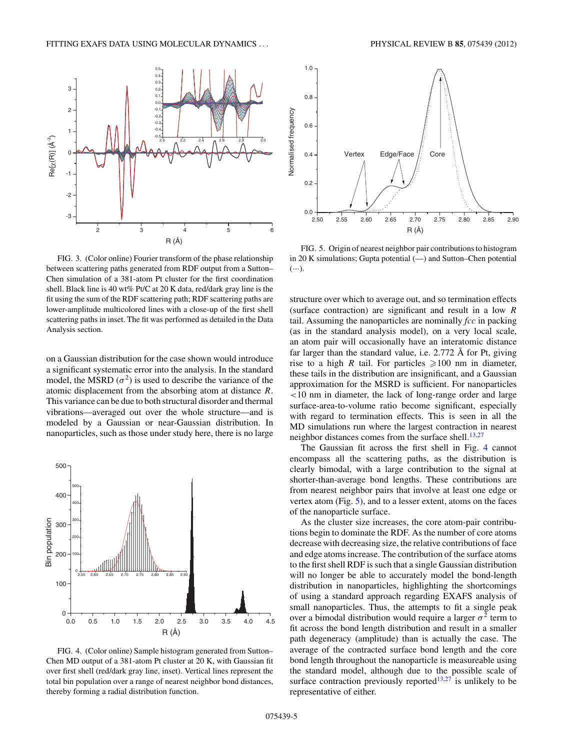FIG. 3. (Color online) Fourier transform of the phase relationship between scattering paths generated from RDF output from a Sutton–Chen simulation of a 381-atom Pt cluster for the first coordination shell. Black line is 40 wt% Pt/C at 20 K data, red/dark gray line is the fit using the sum of the RDF scattering path; RDF scattering paths are lower-amplitude multicolored lines with a close-up of the first shell scattering paths in inset. The fit was performed as detailed in the Data Analysis section.

on a Gaussian distribution for the case shown would introduce a significant systematic error into the analysis. In the standard model, the MSRD ($\sigma^2$) is used to describe the variance of the atomic displacement from the absorbing atom at distance $R$. This variance can be due to both structural disorder and thermal vibrations—averaged out over the whole structure—and is modeled by a Gaussian or near-Gaussian distribution. In nanoparticles, such as those under study here, there is no large structure over which to average out, and so termination effects (surface contraction) are significant and result in a low $R$ tail. Assuming the nanoparticles are nominally *fcc* in packing (as in the standard analysis model), on a very local scale, an atom pair will occasionally have an interatomic distance far larger than the standard value, i.e. 2.772 Å for Pt, giving rise to a high $R$ tail. For particles $\geqslant$100 nm in diameter, these tails in the distribution are insignificant, and a Gaussian approximation for the MSRD is sufficient. For nanoparticles $<$10 nm in diameter, the lack of long-range order and large surface-area-to-volume ratio become significant, especially with regard to termination effects. This is seen in all the MD simulations run where the largest contraction in nearest neighbor distances comes from the surface shell.[13,27]

FIG. 4. (Color online) Sample histogram generated from Sutton–Chen MD output of a 381-atom Pt cluster at 20 K, with Gaussian fit over first shell (red/dark gray line, inset). Vertical lines represent the total bin population over a range of nearest neighbor bond distances, thereby forming a radial distribution function.

FIG. 5. Origin of nearest neighbor pair contributions to histogram in 20 K simulations; Gupta potential (—) and Sutton–Chen potential (···).

The Gaussian fit across the first shell in Fig. 4 cannot encompass all the scattering paths, as the distribution is clearly bimodal, with a large contribution to the signal at shorter-than-average bond lengths. These contributions are from nearest neighbor pairs that involve at least one edge or vertex atom (Fig. 5), and to a lesser extent, atoms on the faces of the nanoparticle surface.

As the cluster size increases, the core atom-pair contributions begin to dominate the RDF. As the number of core atoms decrease with decreasing size, the relative contributions of face and edge atoms increase. The contribution of the surface atoms to the first shell RDF is such that a single Gaussian distribution will no longer be able to accurately model the bond-length distribution in nanoparticles, highlighting the shortcomings of using a standard approach regarding EXAFS analysis of small nanoparticles. Thus, the attempts to fit a single peak over a bimodal distribution would require a larger $\sigma^2$ term to fit across the bond length distribution and result in a smaller path degeneracy (amplitude) than is actually the case. The average of the contracted surface bond length and the core bond length throughout the nanoparticle is measureable using the standard model, although due to the possible scale of surface contraction previously reported[13,27] is unlikely to be representative of either.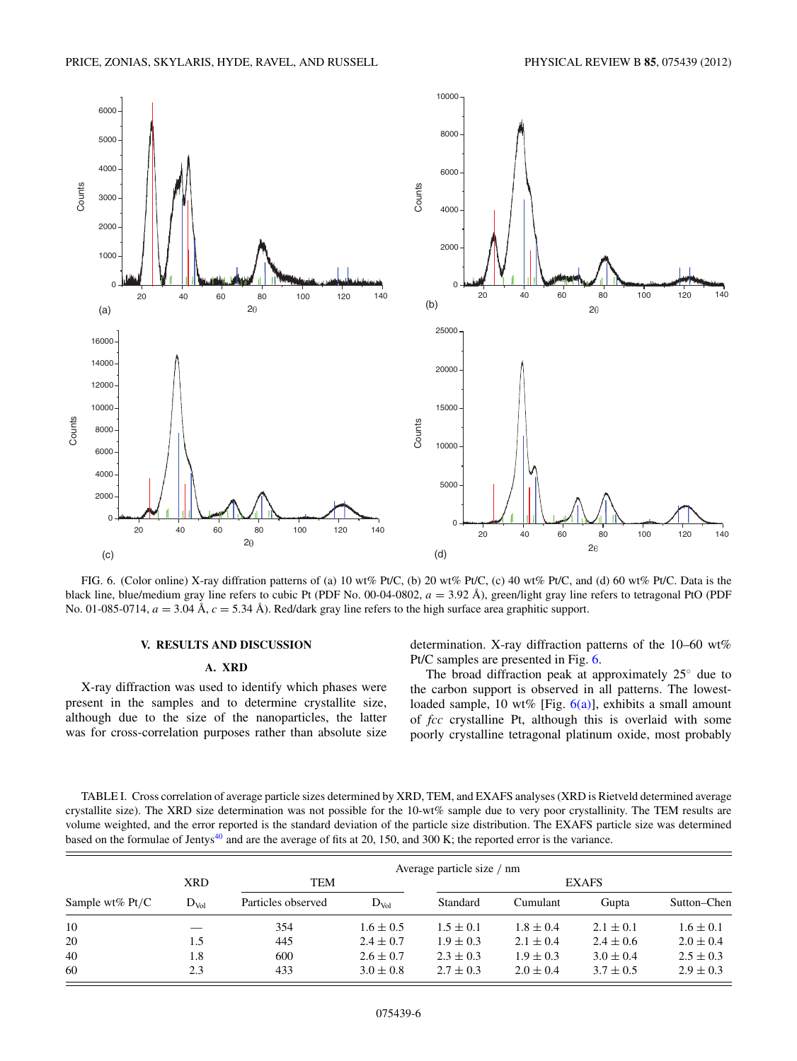FIG. 6. (Color online) X-ray diffration patterns of (a) 10 wt% Pt/C, (b) 20 wt% Pt/C, (c) 40 wt% Pt/C, and (d) 60 wt% Pt/C. Data is the black line, blue/medium gray line refers to cubic Pt (PDF No. 00-04-0802, $a = 3.92$ Å), green/light gray line refers to tetragonal PtO (PDF No. 01-085-0714, $a = 3.04$ Å, $c = 5.34$ Å). Red/dark gray line refers to the high surface area graphitic support.

## V. RESULTS AND DISCUSSION

### A. XRD

X-ray diffraction was used to identify which phases were present in the samples and to determine crystallite size, although due to the size of the nanoparticles, the latter was for cross-correlation purposes rather than absolute size determination. X-ray diffraction patterns of the 10–60 wt% Pt/C samples are presented in Fig. 6.

The broad diffraction peak at approximately 25° due to the carbon support is observed in all patterns. The lowest-loaded sample, 10 wt% [Fig. 6(a)], exhibits a small amount of *fcc* crystalline Pt, although this is overlaid with some poorly crystalline tetragonal platinum oxide, most probably

TABLE I. Cross correlation of average particle sizes determined by XRD, TEM, and EXAFS analyses (XRD is Rietveld determined average crystallite size). The XRD size determination was not possible for the 10-wt% sample due to very poor crystallinity. The TEM results are volume weighted, and the error reported is the standard deviation of the particle size distribution. The EXAFS particle size was determined based on the formulae of Jentys[40] and are the average of fits at 20, 150, and 300 K; the reported error is the variance.

| | Average particle size / nm | | | | | | |
|---|---|---|---|---|---|---|---|
| | XRD | TEM | | EXAFS | | | |
| Sample wt% Pt/C | $D_{Vol}$ | Particles observed | $D_{Vol}$ | Standard | Cumulant | Gupta | Sutton–Chen |
| 10 | — | 354 | $1.6 \pm 0.5$ | $1.5 \pm 0.1$ | $1.8 \pm 0.4$ | $2.1 \pm 0.1$ | $1.6 \pm 0.1$ |
| 20 | 1.5 | 445 | $2.4 \pm 0.7$ | $1.9 \pm 0.3$ | $2.1 \pm 0.4$ | $2.4 \pm 0.6$ | $2.0 \pm 0.4$ |
| 40 | 1.8 | 600 | $2.6 \pm 0.7$ | $2.3 \pm 0.3$ | $1.9 \pm 0.3$ | $3.0 \pm 0.4$ | $2.5 \pm 0.3$ |
| 60 | 2.3 | 433 | $3.0 \pm 0.8$ | $2.7 \pm 0.3$ | $2.0 \pm 0.4$ | $3.7 \pm 0.5$ | $2.9 \pm 0.3$ |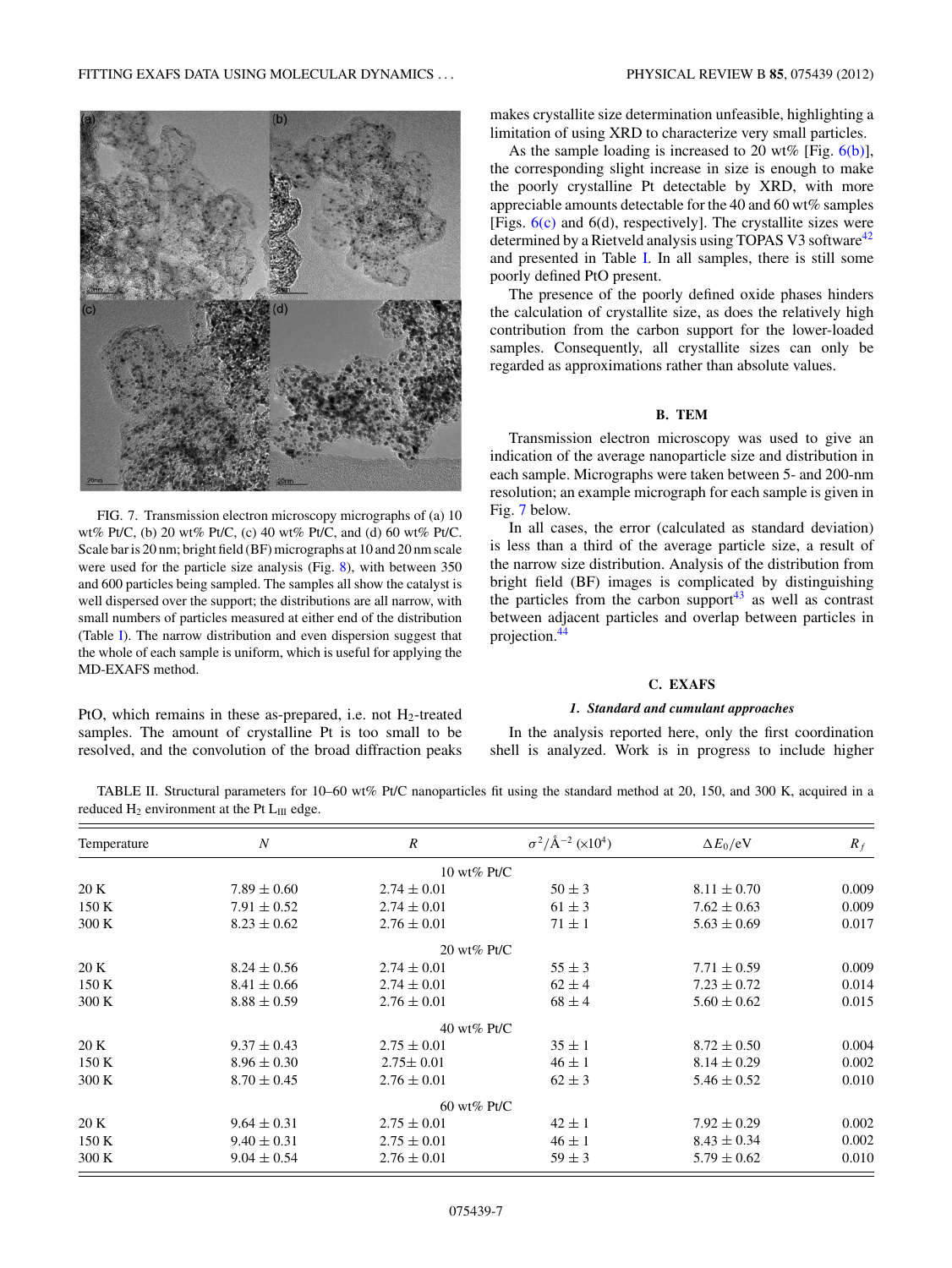FIG. 7. Transmission electron microscopy micrographs of (a) 10 wt% Pt/C, (b) 20 wt% Pt/C, (c) 40 wt% Pt/C, and (d) 60 wt% Pt/C. Scale bar is 20 nm; bright field (BF) micrographs at 10 and 20 nm scale were used for the particle size analysis (Fig. 8), with between 350 and 600 particles being sampled. The samples all show the catalyst is well dispersed over the support; the distributions are all narrow, with small numbers of particles measured at either end of the distribution (Table I). The narrow distribution and even dispersion suggest that the whole of each sample is uniform, which is useful for applying the MD-EXAFS method.

PtO, which remains in these as-prepared, i.e. not $H_2$-treated samples. The amount of crystalline Pt is too small to be resolved, and the convolution of the broad diffraction peaks makes crystallite size determination unfeasible, highlighting a limitation of using XRD to characterize very small particles.

As the sample loading is increased to 20 wt% [Fig. 6(b)], the corresponding slight increase in size is enough to make the poorly crystalline Pt detectable by XRD, with more appreciable amounts detectable for the 40 and 60 wt% samples [Figs. 6(c) and 6(d), respectively]. The crystallite sizes were determined by a Rietveld analysis using TOPAS V3 software[42] and presented in Table I. In all samples, there is still some poorly defined PtO present.

The presence of the poorly defined oxide phases hinders the calculation of crystallite size, as does the relatively high contribution from the carbon support for the lower-loaded samples. Consequently, all crystallite sizes can only be regarded as approximations rather than absolute values.

### B. TEM

Transmission electron microscopy was used to give an indication of the average nanoparticle size and distribution in each sample. Micrographs were taken between 5- and 200-nm resolution; an example micrograph for each sample is given in Fig. 7 below.

In all cases, the error (calculated as standard deviation) is less than a third of the average particle size, a result of the narrow size distribution. Analysis of the distribution from bright field (BF) images is complicated by distinguishing the particles from the carbon support[43] as well as contrast between adjacent particles and overlap between particles in projection.[44]

### C. EXAFS

#### *1. Standard and cumulant approaches*

In the analysis reported here, only the first coordination shell is analyzed. Work is in progress to include higher

TABLE II. Structural parameters for 10–60 wt% Pt/C nanoparticles fit using the standard method at 20, 150, and 300 K, acquired in a reduced $H_2$ environment at the Pt $L_{III}$ edge.

| Temperature | $N$ | $R$ | $\sigma^2$/Å$^{-2}$ ($\times 10^4$) | $\Delta E_0$/eV | $R_f$ |
|---|---|---|---|---|---|
| | | 10 wt% Pt/C | | | |
| 20 K | 7.89 ± 0.60 | 2.74 ± 0.01 | 50 ± 3 | 8.11 ± 0.70 | 0.009 |
| 150 K | 7.91 ± 0.52 | 2.74 ± 0.01 | 61 ± 3 | 7.62 ± 0.63 | 0.009 |
| 300 K | 8.23 ± 0.62 | 2.76 ± 0.01 | 71 ± 1 | 5.63 ± 0.69 | 0.017 |
| | | 20 wt% Pt/C | | | |
| 20 K | 8.24 ± 0.56 | 2.74 ± 0.01 | 55 ± 3 | 7.71 ± 0.59 | 0.009 |
| 150 K | 8.41 ± 0.66 | 2.74 ± 0.01 | 62 ± 4 | 7.23 ± 0.72 | 0.014 |
| 300 K | 8.88 ± 0.59 | 2.76 ± 0.01 | 68 ± 4 | 5.60 ± 0.62 | 0.015 |
| | | 40 wt% Pt/C | | | |
| 20 K | 9.37 ± 0.43 | 2.75 ± 0.01 | 35 ± 1 | 8.72 ± 0.50 | 0.004 |
| 150 K | 8.96 ± 0.30 | 2.75± 0.01 | 46 ± 1 | 8.14 ± 0.29 | 0.002 |
| 300 K | 8.70 ± 0.45 | 2.76 ± 0.01 | 62 ± 3 | 5.46 ± 0.52 | 0.010 |
| | | 60 wt% Pt/C | | | |
| 20 K | 9.64 ± 0.31 | 2.75 ± 0.01 | 42 ± 1 | 7.92 ± 0.29 | 0.002 |
| 150 K | 9.40 ± 0.31 | 2.75 ± 0.01 | 46 ± 1 | 8.43 ± 0.34 | 0.002 |
| 300 K | 9.04 ± 0.54 | 2.76 ± 0.01 | 59 ± 3 | 5.79 ± 0.62 | 0.010 |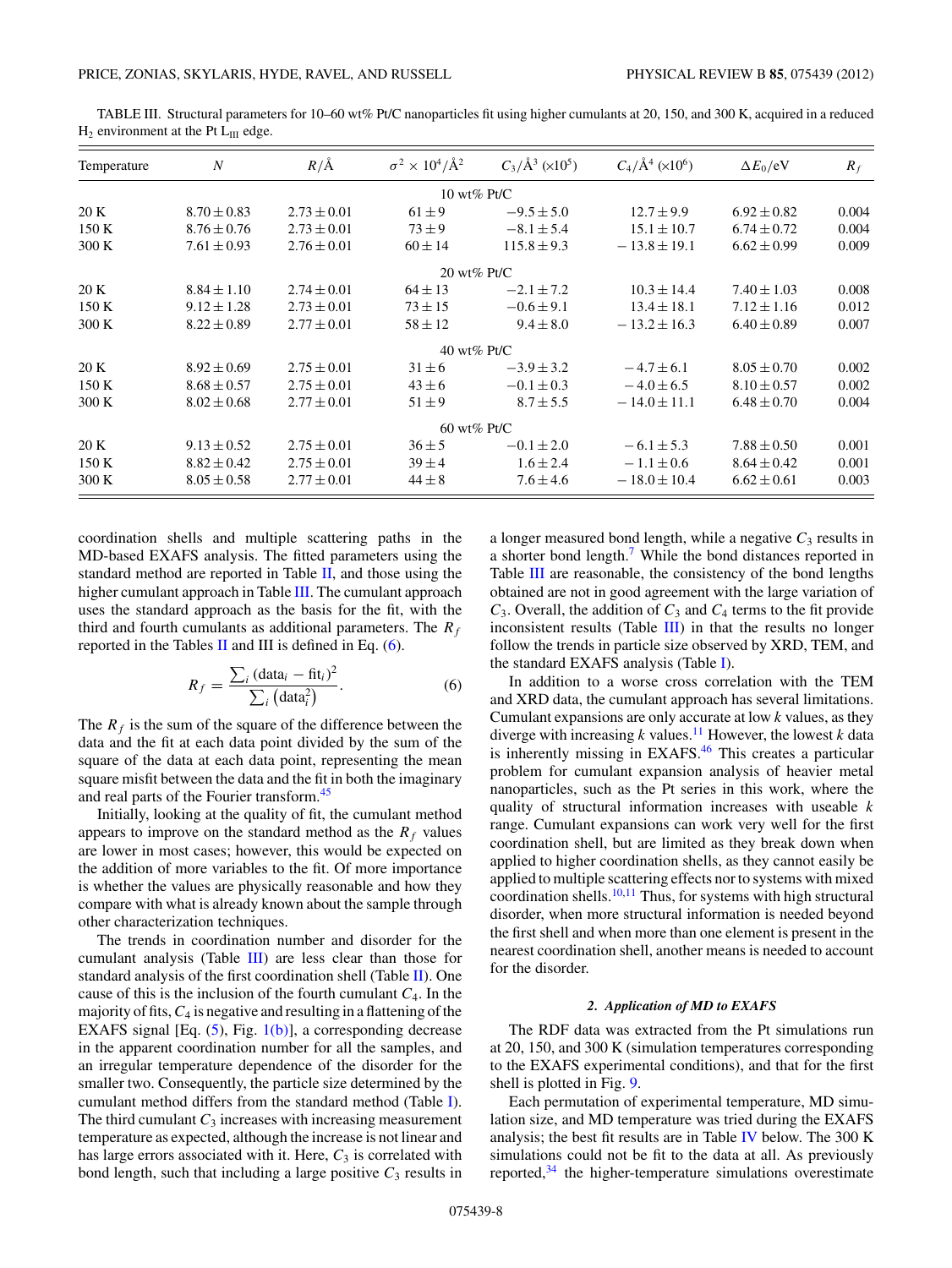TABLE III. Structural parameters for 10–60 wt% Pt/C nanoparticles fit using higher cumulants at 20, 150, and 300 K, acquired in a reduced $H_2$ environment at the Pt $L_{III}$ edge.

| Temperature | $N$ | $R$/Å | $\sigma^2 \times 10^4$/Å$^2$ | $C_3$/Å$^3$ ($\times 10^5$) | $C_4$/Å$^4$ ($\times 10^6$) | $\Delta E_0$/eV | $R_f$ |
|---|---|---|---|---|---|---|---|
| | | | 10 wt% Pt/C | | | | |
| 20 K | $8.70 \pm 0.83$ | $2.73 \pm 0.01$ | $61 \pm 9$ | $-9.5 \pm 5.0$ | $12.7 \pm 9.9$ | $6.92 \pm 0.82$ | 0.004 |
| 150 K | $8.76 \pm 0.76$ | $2.73 \pm 0.01$ | $73 \pm 9$ | $-8.1 \pm 5.4$ | $15.1 \pm 10.7$ | $6.74 \pm 0.72$ | 0.004 |
| 300 K | $7.61 \pm 0.93$ | $2.76 \pm 0.01$ | $60 \pm 14$ | $115.8 \pm 9.3$ | $-13.8 \pm 19.1$ | $6.62 \pm 0.99$ | 0.009 |
| | | | 20 wt% Pt/C | | | | |
| 20 K | $8.84 \pm 1.10$ | $2.74 \pm 0.01$ | $64 \pm 13$ | $-2.1 \pm 7.2$ | $10.3 \pm 14.4$ | $7.40 \pm 1.03$ | 0.008 |
| 150 K | $9.12 \pm 1.28$ | $2.73 \pm 0.01$ | $73 \pm 15$ | $-0.6 \pm 9.1$ | $13.4 \pm 18.1$ | $7.12 \pm 1.16$ | 0.012 |
| 300 K | $8.22 \pm 0.89$ | $2.77 \pm 0.01$ | $58 \pm 12$ | $9.4 \pm 8.0$ | $-13.2 \pm 16.3$ | $6.40 \pm 0.89$ | 0.007 |
| | | | 40 wt% Pt/C | | | | |
| 20 K | $8.92 \pm 0.69$ | $2.75 \pm 0.01$ | $31 \pm 6$ | $-3.9 \pm 3.2$ | $-4.7 \pm 6.1$ | $8.05 \pm 0.70$ | 0.002 |
| 150 K | $8.68 \pm 0.57$ | $2.75 \pm 0.01$ | $43 \pm 6$ | $-0.1 \pm 0.3$ | $-4.0 \pm 6.5$ | $8.10 \pm 0.57$ | 0.002 |
| 300 K | $8.02 \pm 0.68$ | $2.77 \pm 0.01$ | $51 \pm 9$ | $8.7 \pm 5.5$ | $-14.0 \pm 11.1$ | $6.48 \pm 0.70$ | 0.004 |
| | | | 60 wt% Pt/C | | | | |
| 20 K | $9.13 \pm 0.52$ | $2.75 \pm 0.01$ | $36 \pm 5$ | $-0.1 \pm 2.0$ | $-6.1 \pm 5.3$ | $7.88 \pm 0.50$ | 0.001 |
| 150 K | $8.82 \pm 0.42$ | $2.75 \pm 0.01$ | $39 \pm 4$ | $1.6 \pm 2.4$ | $-1.1 \pm 0.6$ | $8.64 \pm 0.42$ | 0.001 |
| 300 K | $8.05 \pm 0.58$ | $2.77 \pm 0.01$ | $44 \pm 8$ | $7.6 \pm 4.6$ | $-18.0 \pm 10.4$ | $6.62 \pm 0.61$ | 0.003 |

coordination shells and multiple scattering paths in the MD-based EXAFS analysis. The fitted parameters using the standard method are reported in Table II, and those using the higher cumulant approach in Table III. The cumulant approach uses the standard approach as the basis for the fit, with the third and fourth cumulants as additional parameters. The $R_f$ reported in the Tables II and III is defined in Eq. (6).

$$R_f = \frac{\sum_i (\text{data}_i - \text{fit}_i)^2}{\sum_i (\text{data}_i^2)}. \tag{6}$$

The $R_f$ is the sum of the square of the difference between the data and the fit at each data point divided by the sum of the square of the data at each data point, representing the mean square misfit between the data and the fit in both the imaginary and real parts of the Fourier transform.[45]

Initially, looking at the quality of fit, the cumulant method appears to improve on the standard method as the $R_f$ values are lower in most cases; however, this would be expected on the addition of more variables to the fit. Of more importance is whether the values are physically reasonable and how they compare with what is already known about the sample through other characterization techniques.

The trends in coordination number and disorder for the cumulant analysis (Table III) are less clear than those for standard analysis of the first coordination shell (Table II). One cause of this is the inclusion of the fourth cumulant $C_4$. In the majority of fits, $C_4$ is negative and resulting in a flattening of the EXAFS signal [Eq. (5), Fig. 1(b)], a corresponding decrease in the apparent coordination number for all the samples, and an irregular temperature dependence of the disorder for the smaller two. Consequently, the particle size determined by the cumulant method differs from the standard method (Table I). The third cumulant $C_3$ increases with increasing measurement temperature as expected, although the increase is not linear and has large errors associated with it. Here, $C_3$ is correlated with bond length, such that including a large positive $C_3$ results in a longer measured bond length, while a negative $C_3$ results in a shorter bond length.[7] While the bond distances reported in Table III are reasonable, the consistency of the bond lengths obtained are not in good agreement with the large variation of $C_3$. Overall, the addition of $C_3$ and $C_4$ terms to the fit provide inconsistent results (Table III) in that the results no longer follow the trends in particle size observed by XRD, TEM, and the standard EXAFS analysis (Table I).

In addition to a worse cross correlation with the TEM and XRD data, the cumulant approach has several limitations. Cumulant expansions are only accurate at low $k$ values, as they diverge with increasing $k$ values.[11] However, the lowest $k$ data is inherently missing in EXAFS.[46] This creates a particular problem for cumulant expansion analysis of heavier metal nanoparticles, such as the Pt series in this work, where the quality of structural information increases with useable $k$ range. Cumulant expansions can work very well for the first coordination shell, but are limited as they break down when applied to higher coordination shells, as they cannot easily be applied to multiple scattering effects nor to systems with mixed coordination shells.[10,11] Thus, for systems with high structural disorder, when more structural information is needed beyond the first shell and when more than one element is present in the nearest coordination shell, another means is needed to account for the disorder.

#### *2. Application of MD to EXAFS*

The RDF data was extracted from the Pt simulations run at 20, 150, and 300 K (simulation temperatures corresponding to the EXAFS experimental conditions), and that for the first shell is plotted in Fig. 9.

Each permutation of experimental temperature, MD simulation size, and MD temperature was tried during the EXAFS analysis; the best fit results are in Table IV below. The 300 K simulations could not be fit to the data at all. As previously reported,[34] the higher-temperature simulations overestimate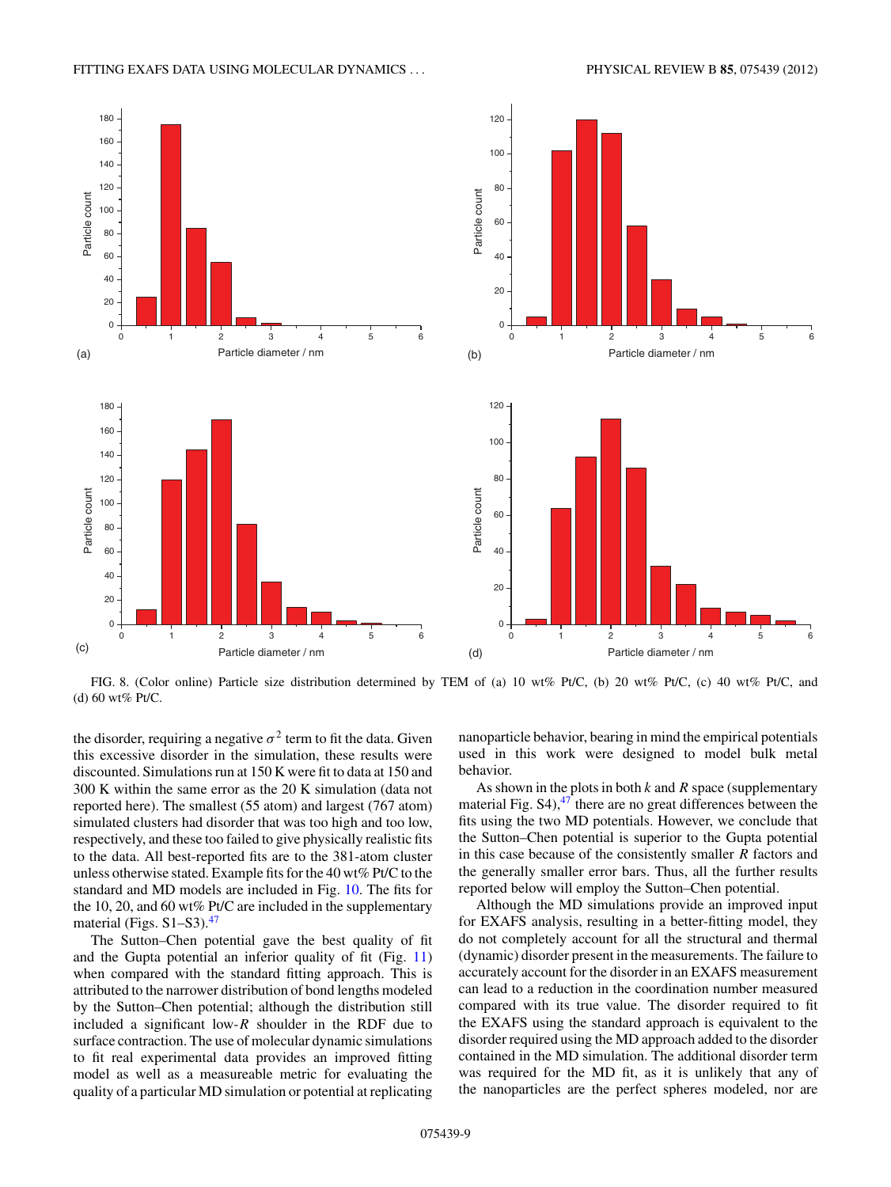FIG. 8. (Color online) Particle size distribution determined by TEM of (a) 10 wt% Pt/C, (b) 20 wt% Pt/C, (c) 40 wt% Pt/C, and (d) 60 wt% Pt/C.

the disorder, requiring a negative $\sigma^2$ term to fit the data. Given this excessive disorder in the simulation, these results were discounted. Simulations run at 150 K were fit to data at 150 and 300 K within the same error as the 20 K simulation (data not reported here). The smallest (55 atom) and largest (767 atom) simulated clusters had disorder that was too high and too low, respectively, and these too failed to give physically realistic fits to the data. All best-reported fits are to the 381-atom cluster unless otherwise stated. Example fits for the 40 wt% Pt/C to the standard and MD models are included in Fig. 10. The fits for the 10, 20, and 60 wt% Pt/C are included in the supplementary material (Figs. S1–S3).[47]

The Sutton–Chen potential gave the best quality of fit and the Gupta potential an inferior quality of fit (Fig. 11) when compared with the standard fitting approach. This is attributed to the narrower distribution of bond lengths modeled by the Sutton–Chen potential; although the distribution still included a significant low-$R$ shoulder in the RDF due to surface contraction. The use of molecular dynamic simulations to fit real experimental data provides an improved fitting model as well as a measureable metric for evaluating the quality of a particular MD simulation or potential at replicating nanoparticle behavior, bearing in mind the empirical potentials used in this work were designed to model bulk metal behavior.

As shown in the plots in both $k$ and $R$ space (supplementary material Fig. S4),[47] there are no great differences between the fits using the two MD potentials. However, we conclude that the Sutton–Chen potential is superior to the Gupta potential in this case because of the consistently smaller $R$ factors and the generally smaller error bars. Thus, all the further results reported below will employ the Sutton–Chen potential.

Although the MD simulations provide an improved input for EXAFS analysis, resulting in a better-fitting model, they do not completely account for all the structural and thermal (dynamic) disorder present in the measurements. The failure to accurately account for the disorder in an EXAFS measurement can lead to a reduction in the coordination number measured compared with its true value. The disorder required to fit the EXAFS using the standard approach is equivalent to the disorder required using the MD approach added to the disorder contained in the MD simulation. The additional disorder term was required for the MD fit, as it is unlikely that any of the nanoparticles are the perfect spheres modeled, nor are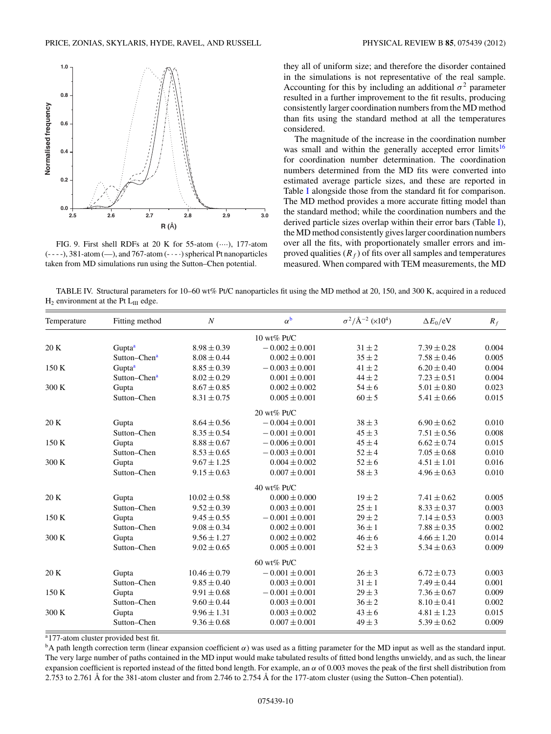FIG. 9. First shell RDFs at 20 K for 55-atom (····), 177-atom (- - - -), 381-atom (—), and 767-atom (- · - ·) spherical Pt nanoparticles taken from MD simulations run using the Sutton–Chen potential.

they all of uniform size; and therefore the disorder contained in the simulations is not representative of the real sample. Accounting for this by including an additional $\sigma^2$ parameter resulted in a further improvement to the fit results, producing consistently larger coordination numbers from the MD method than fits using the standard method at all the temperatures considered.

The magnitude of the increase in the coordination number was small and within the generally accepted error limits[16] for coordination number determination. The coordination numbers determined from the MD fits were converted into estimated average particle sizes, and these are reported in Table I alongside those from the standard fit for comparison. The MD method provides a more accurate fitting model than the standard method; while the coordination numbers and the derived particle sizes overlap within their error bars (Table I), the MD method consistently gives larger coordination numbers over all the fits, with proportionately smaller errors and improved qualities ($R_f$) of fits over all samples and temperatures measured. When compared with TEM measurements, the MD

TABLE IV. Structural parameters for 10–60 wt% Pt/C nanoparticles fit using the MD method at 20, 150, and 300 K, acquired in a reduced $H_2$ environment at the Pt $L_{III}$ edge.

| Temperature | Fitting method | $N$ | $\alpha$[b] | $\sigma^2$/Å$^{-2}$ ($\times 10^4$) | $\Delta E_0$/eV | $R_f$ |
|---|---|---|---|---|---|---|
| | | | 10 wt% Pt/C | | | |
| 20 K | Gupta[a] | $8.98 \pm 0.39$ | $-0.002 \pm 0.001$ | $31 \pm 2$ | $7.39 \pm 0.28$ | 0.004 |
| | Sutton–Chen[a] | $8.08 \pm 0.44$ | $0.002 \pm 0.001$ | $35 \pm 2$ | $7.58 \pm 0.46$ | 0.005 |
| 150 K | Gupta[a] | $8.85 \pm 0.39$ | $-0.003 \pm 0.001$ | $41 \pm 2$ | $6.20 \pm 0.40$ | 0.004 |
| | Sutton–Chen[a] | $8.02 \pm 0.29$ | $0.001 \pm 0.001$ | $44 \pm 2$ | $7.23 \pm 0.51$ | 0.004 |
| 300 K | Gupta | $8.67 \pm 0.85$ | $0.002 \pm 0.002$ | $54 \pm 6$ | $5.01 \pm 0.80$ | 0.023 |
| | Sutton–Chen | $8.31 \pm 0.75$ | $0.005 \pm 0.001$ | $60 \pm 5$ | $5.41 \pm 0.66$ | 0.015 |
| | | | 20 wt% Pt/C | | | |
| 20 K | Gupta | $8.64 \pm 0.56$ | $-0.004 \pm 0.001$ | $38 \pm 3$ | $6.90 \pm 0.62$ | 0.010 |
| | Sutton–Chen | $8.35 \pm 0.54$ | $-0.001 \pm 0.001$ | $45 \pm 3$ | $7.51 \pm 0.56$ | 0.008 |
| 150 K | Gupta | $8.88 \pm 0.67$ | $-0.006 \pm 0.001$ | $45 \pm 4$ | $6.62 \pm 0.74$ | 0.015 |
| | Sutton–Chen | $8.53 \pm 0.65$ | $-0.003 \pm 0.001$ | $52 \pm 4$ | $7.05 \pm 0.68$ | 0.010 |
| 300 K | Gupta | $9.67 \pm 1.25$ | $0.004 \pm 0.002$ | $52 \pm 6$ | $4.51 \pm 1.01$ | 0.016 |
| | Sutton–Chen | $9.15 \pm 0.63$ | $0.007 \pm 0.001$ | $58 \pm 3$ | $4.96 \pm 0.63$ | 0.010 |
| | | | 40 wt% Pt/C | | | |
| 20 K | Gupta | $10.02 \pm 0.58$ | $0.000 \pm 0.000$ | $19 \pm 2$ | $7.41 \pm 0.62$ | 0.005 |
| | Sutton–Chen | $9.52 \pm 0.39$ | $0.003 \pm 0.001$ | $25 \pm 1$ | $8.33 \pm 0.37$ | 0.003 |
| 150 K | Gupta | $9.45 \pm 0.55$ | $-0.001 \pm 0.001$ | $29 \pm 2$ | $7.14 \pm 0.53$ | 0.003 |
| | Sutton–Chen | $9.08 \pm 0.34$ | $0.002 \pm 0.001$ | $36 \pm 1$ | $7.88 \pm 0.35$ | 0.002 |
| 300 K | Gupta | $9.56 \pm 1.27$ | $0.002 \pm 0.002$ | $46 \pm 6$ | $4.66 \pm 1.20$ | 0.014 |
| | Sutton–Chen | $9.02 \pm 0.65$ | $0.005 \pm 0.001$ | $52 \pm 3$ | $5.34 \pm 0.63$ | 0.009 |
| | | | 60 wt% Pt/C | | | |
| 20 K | Gupta | $10.46 \pm 0.79$ | $-0.001 \pm 0.001$ | $26 \pm 3$ | $6.72 \pm 0.73$ | 0.003 |
| | Sutton–Chen | $9.85 \pm 0.40$ | $0.003 \pm 0.001$ | $31 \pm 1$ | $7.49 \pm 0.44$ | 0.001 |
| 150 K | Gupta | $9.91 \pm 0.68$ | $-0.001 \pm 0.001$ | $29 \pm 3$ | $7.36 \pm 0.67$ | 0.009 |
| | Sutton–Chen | $9.60 \pm 0.44$ | $0.003 \pm 0.001$ | $36 \pm 2$ | $8.10 \pm 0.41$ | 0.002 |
| 300 K | Gupta | $9.96 \pm 1.31$ | $0.003 \pm 0.002$ | $43 \pm 6$ | $4.81 \pm 1.23$ | 0.015 |
| | Sutton–Chen | $9.36 \pm 0.68$ | $0.007 \pm 0.001$ | $49 \pm 3$ | $5.39 \pm 0.62$ | 0.009 |

[a] 177-atom cluster provided best fit.

[b] A path length correction term (linear expansion coefficient $\alpha$) was used as a fitting parameter for the MD input as well as the standard input. The very large number of paths contained in the MD input would make tabulated results of fitted bond lengths unwieldy, and as such, the linear expansion coefficient is reported instead of the fitted bond length. For example, an $\alpha$ of 0.003 moves the peak of the first shell distribution from 2.753 to 2.761 Å for the 381-atom cluster and from 2.746 to 2.754 Å for the 177-atom cluster (using the Sutton–Chen potential).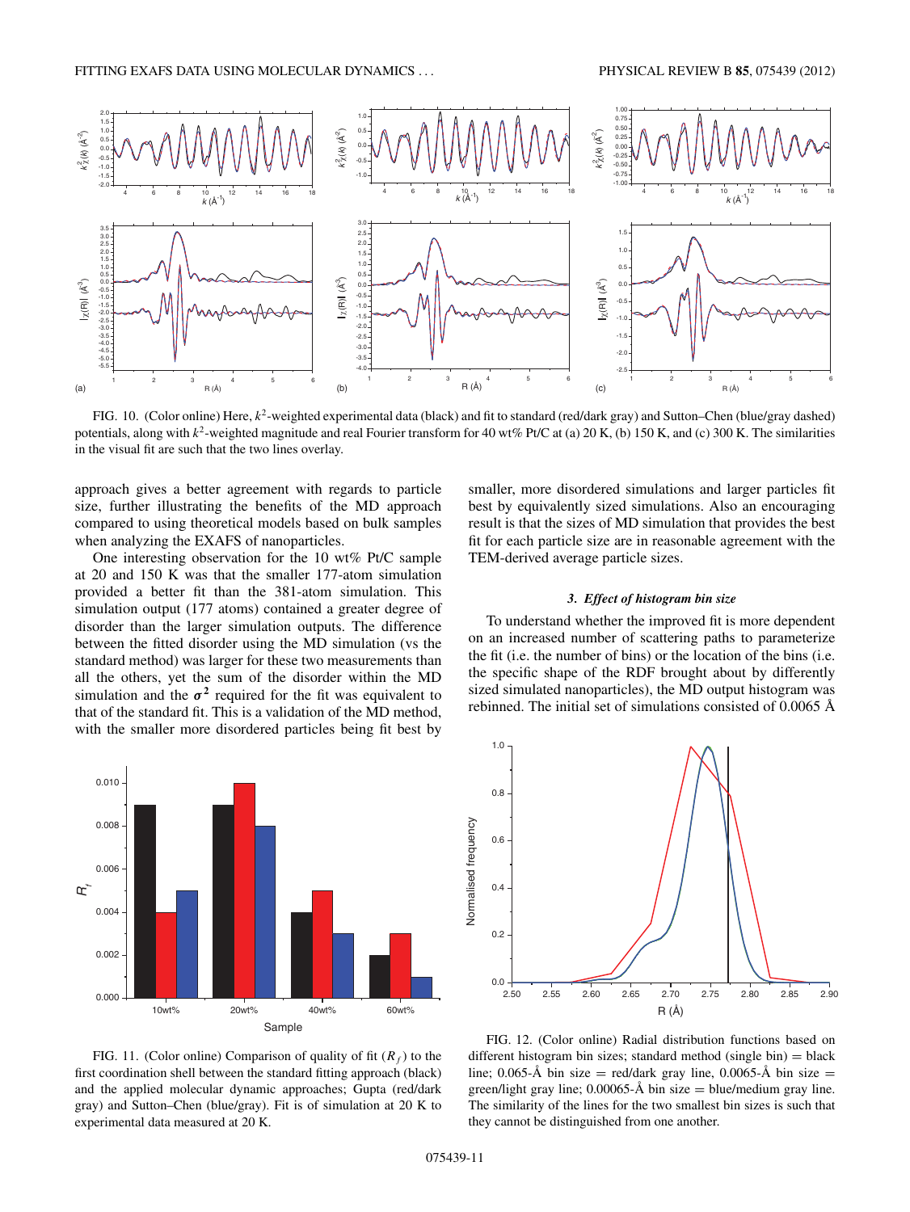FIG. 10. (Color online) Here, $k^2$-weighted experimental data (black) and fit to standard (red/dark gray) and Sutton–Chen (blue/gray dashed) potentials, along with $k^2$-weighted magnitude and real Fourier transform for 40 wt% Pt/C at (a) 20 K, (b) 150 K, and (c) 300 K. The similarities in the visual fit are such that the two lines overlay.

approach gives a better agreement with regards to particle size, further illustrating the benefits of the MD approach compared to using theoretical models based on bulk samples when analyzing the EXAFS of nanoparticles.

One interesting observation for the 10 wt% Pt/C sample at 20 and 150 K was that the smaller 177-atom simulation provided a better fit than the 381-atom simulation. This simulation output (177 atoms) contained a greater degree of disorder than the larger simulation outputs. The difference between the fitted disorder using the MD simulation (vs the standard method) was larger for these two measurements than all the others, yet the sum of the disorder within the MD simulation and the $\boldsymbol{\sigma}^2$ required for the fit was equivalent to that of the standard fit. This is a validation of the MD method, with the smaller more disordered particles being fit best by smaller, more disordered simulations and larger particles fit best by equivalently sized simulations. Also an encouraging result is that the sizes of MD simulation that provides the best fit for each particle size are in reasonable agreement with the TEM-derived average particle sizes.

### 3. *Effect of histogram bin size*

To understand whether the improved fit is more dependent on an increased number of scattering paths to parameterize the fit (i.e. the number of bins) or the location of the bins (i.e. the specific shape of the RDF brought about by differently sized simulated nanoparticles), the MD output histogram was rebinned. The initial set of simulations consisted of 0.0065 Å

FIG. 11. (Color online) Comparison of quality of fit ($R_f$) to the first coordination shell between the standard fitting approach (black) and the applied molecular dynamic approaches; Gupta (red/dark gray) and Sutton–Chen (blue/gray). Fit is of simulation at 20 K to experimental data measured at 20 K.

FIG. 12. (Color online) Radial distribution functions based on different histogram bin sizes; standard method (single bin) = black line; 0.065-Å bin size = red/dark gray line, 0.0065-Å bin size = green/light gray line; 0.00065-Å bin size = blue/medium gray line. The similarity of the lines for the two smallest bin sizes is such that they cannot be distinguished from one another.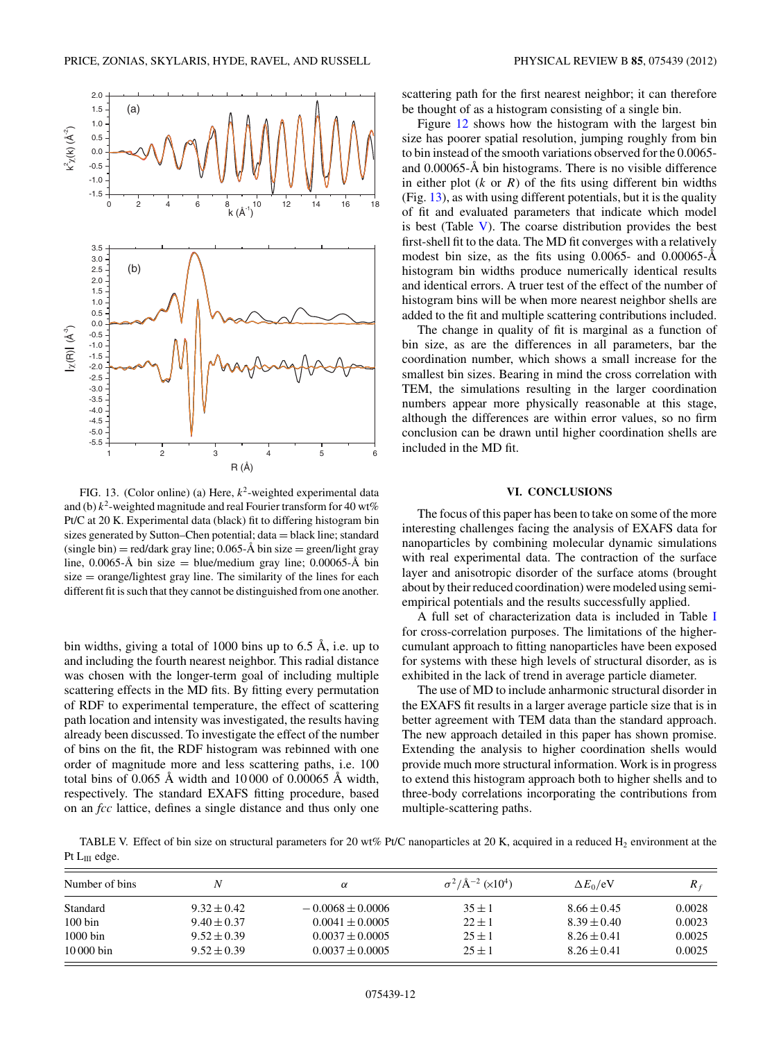FIG. 13. (Color online) (a) Here, $k^2$-weighted experimental data and (b) $k^2$-weighted magnitude and real Fourier transform for 40 wt% Pt/C at 20 K. Experimental data (black) fit to differing histogram bin sizes generated by Sutton–Chen potential; data = black line; standard (single bin) = red/dark gray line; 0.065-Å bin size = green/light gray line, 0.0065-Å bin size = blue/medium gray line; 0.00065-Å bin size = orange/lightest gray line. The similarity of the lines for each different fit is such that they cannot be distinguished from one another.

bin widths, giving a total of 1000 bins up to 6.5 Å, i.e. up to and including the fourth nearest neighbor. This radial distance was chosen with the longer-term goal of including multiple scattering effects in the MD fits. By fitting every permutation of RDF to experimental temperature, the effect of scattering path location and intensity was investigated, the results having already been discussed. To investigate the effect of the number of bins on the fit, the RDF histogram was rebinned with one order of magnitude more and less scattering paths, i.e. 100 total bins of 0.065 Å width and 10 000 of 0.00065 Å width, respectively. The standard EXAFS fitting procedure, based on an *fcc* lattice, defines a single distance and thus only one scattering path for the first nearest neighbor; it can therefore be thought of as a histogram consisting of a single bin.

Figure 12 shows how the histogram with the largest bin size has poorer spatial resolution, jumping roughly from bin to bin instead of the smooth variations observed for the 0.0065- and 0.00065-Å bin histograms. There is no visible difference in either plot ($k$ or $R$) of the fits using different bin widths (Fig. 13), as with using different potentials, but it is the quality of fit and evaluated parameters that indicate which model is best (Table V). The coarse distribution provides the best first-shell fit to the data. The MD fit converges with a relatively modest bin size, as the fits using 0.0065- and 0.00065-Å histogram bin widths produce numerically identical results and identical errors. A truer test of the effect of the number of histogram bins will be when more nearest neighbor shells are added to the fit and multiple scattering contributions included.

The change in quality of fit is marginal as a function of bin size, as are the differences in all parameters, bar the coordination number, which shows a small increase for the smallest bin sizes. Bearing in mind the cross correlation with TEM, the simulations resulting in the larger coordination numbers appear more physically reasonable at this stage, although the differences are within error values, so no firm conclusion can be drawn until higher coordination shells are included in the MD fit.

## VI. CONCLUSIONS

The focus of this paper has been to take on some of the more interesting challenges facing the analysis of EXAFS data for nanoparticles by combining molecular dynamic simulations with real experimental data. The contraction of the surface layer and anisotropic disorder of the surface atoms (brought about by their reduced coordination) were modeled using semi-empirical potentials and the results successfully applied.

A full set of characterization data is included in Table I for cross-correlation purposes. The limitations of the higher-cumulant approach to fitting nanoparticles have been exposed for systems with these high levels of structural disorder, as is exhibited in the lack of trend in average particle diameter.

The use of MD to include anharmonic structural disorder in the EXAFS fit results in a larger average particle size that is in better agreement with TEM data than the standard approach. The new approach detailed in this paper has shown promise. Extending the analysis to higher coordination shells would provide much more structural information. Work is in progress to extend this histogram approach both to higher shells and to three-body correlations incorporating the contributions from multiple-scattering paths.

TABLE V. Effect of bin size on structural parameters for 20 wt% Pt/C nanoparticles at 20 K, acquired in a reduced $H_2$ environment at the Pt $L_{III}$ edge.

| Number of bins | $N$ | $\alpha$ | $\sigma^2$/Å$^{-2}$ ($\times 10^4$) | $\Delta E_0$/eV | $R_f$ |
|---|---|---|---|---|---|
| Standard | $9.32 \pm 0.42$ | $-0.0068 \pm 0.0006$ | $35 \pm 1$ | $8.66 \pm 0.45$ | 0.0028 |
| 100 bin | $9.40 \pm 0.37$ | $0.0041 \pm 0.0005$ | $22 \pm 1$ | $8.39 \pm 0.40$ | 0.0023 |
| 1000 bin | $9.52 \pm 0.39$ | $0.0037 \pm 0.0005$ | $25 \pm 1$ | $8.26 \pm 0.41$ | 0.0025 |
| 10 000 bin | $9.52 \pm 0.39$ | $0.0037 \pm 0.0005$ | $25 \pm 1$ | $8.26 \pm 0.41$ | 0.0025 |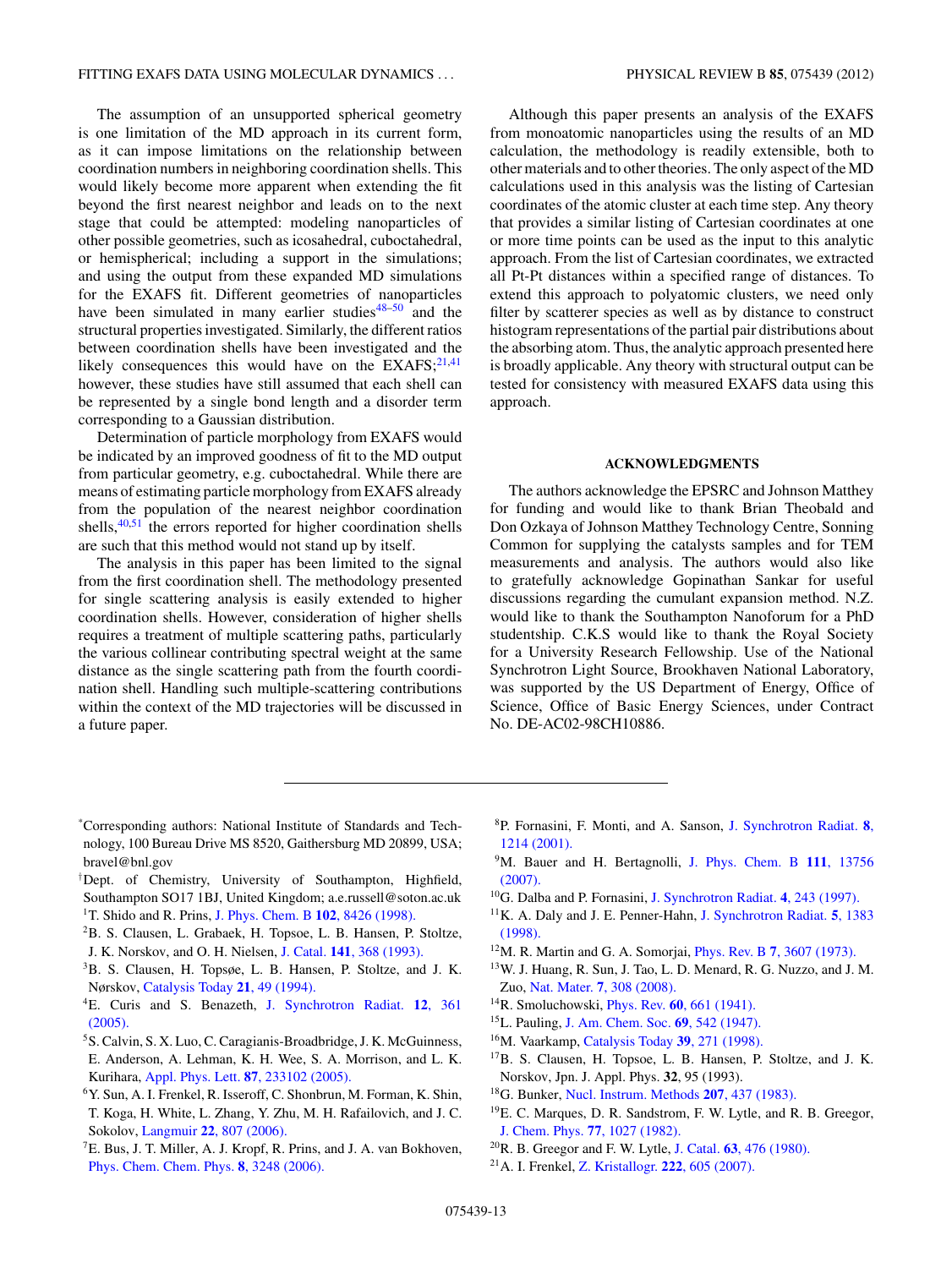The assumption of an unsupported spherical geometry is one limitation of the MD approach in its current form, as it can impose limitations on the relationship between coordination numbers in neighboring coordination shells. This would likely become more apparent when extending the fit beyond the first nearest neighbor and leads on to the next stage that could be attempted: modeling nanoparticles of other possible geometries, such as icosahedral, cuboctahedral, or hemispherical; including a support in the simulations; and using the output from these expanded MD simulations for the EXAFS fit. Different geometries of nanoparticles have been simulated in many earlier studies[48–50] and the structural properties investigated. Similarly, the different ratios between coordination shells have been investigated and the likely consequences this would have on the EXAFS;[21,41] however, these studies have still assumed that each shell can be represented by a single bond length and a disorder term corresponding to a Gaussian distribution.

Determination of particle morphology from EXAFS would be indicated by an improved goodness of fit to the MD output from particular geometry, e.g. cuboctahedral. While there are means of estimating particle morphology from EXAFS already from the population of the nearest neighbor coordination shells,[40,51] the errors reported for higher coordination shells are such that this method would not stand up by itself.

The analysis in this paper has been limited to the signal from the first coordination shell. The methodology presented for single scattering analysis is easily extended to higher coordination shells. However, consideration of higher shells requires a treatment of multiple scattering paths, particularly the various collinear contributing spectral weight at the same distance as the single scattering path from the fourth coordination shell. Handling such multiple-scattering contributions within the context of the MD trajectories will be discussed in a future paper.

Although this paper presents an analysis of the EXAFS from monoatomic nanoparticles using the results of an MD calculation, the methodology is readily extensible, both to other materials and to other theories. The only aspect of the MD calculations used in this analysis was the listing of Cartesian coordinates of the atomic cluster at each time step. Any theory that provides a similar listing of Cartesian coordinates at one or more time points can be used as the input to this analytic approach. From the list of Cartesian coordinates, we extracted all Pt-Pt distances within a specified range of distances. To extend this approach to polyatomic clusters, we need only filter by scatterer species as well as by distance to construct histogram representations of the partial pair distributions about the absorbing atom. Thus, the analytic approach presented here is broadly applicable. Any theory with structural output can be tested for consistency with measured EXAFS data using this approach.

## ACKNOWLEDGMENTS

The authors acknowledge the EPSRC and Johnson Matthey for funding and would like to thank Brian Theobald and Don Ozkaya of Johnson Matthey Technology Centre, Sonning Common for supplying the catalysts samples and for TEM measurements and analysis. The authors would also like to gratefully acknowledge Gopinathan Sankar for useful discussions regarding the cumulant expansion method. N.Z. would like to thank the Southampton Nanoforum for a PhD studentship. C.K.S would like to thank the Royal Society for a University Research Fellowship. Use of the National Synchrotron Light Source, Brookhaven National Laboratory, was supported by the US Department of Energy, Office of Science, Office of Basic Energy Sciences, under Contract No. DE-AC02-98CH10886.

---

[*]Corresponding authors: National Institute of Standards and Technology, 100 Bureau Drive MS 8520, Gaithersburg MD 20899, USA; bravel@bnl.gov

[†]Dept. of Chemistry, University of Southampton, Highfield, Southampton SO17 1BJ, United Kingdom; a.e.russell@soton.ac.uk

[1]T. Shido and R. Prins, J. Phys. Chem. B **102**, 8426 (1998).

[2]B. S. Clausen, L. Grabaek, H. Topsoe, L. B. Hansen, P. Stoltze, J. K. Norskov, and O. H. Nielsen, J. Catal. **141**, 368 (1993).

[3]B. S. Clausen, H. Topsøe, L. B. Hansen, P. Stoltze, and J. K. Nørskov, Catalysis Today **21**, 49 (1994).

[4]E. Curis and S. Benazeth, J. Synchrotron Radiat. **12**, 361 (2005).

[5]S. Calvin, S. X. Luo, C. Caragianis-Broadbridge, J. K. McGuinness, E. Anderson, A. Lehman, K. H. Wee, S. A. Morrison, and L. K. Kurihara, Appl. Phys. Lett. **87**, 233102 (2005).

[6]Y. Sun, A. I. Frenkel, R. Isseroff, C. Shonbrun, M. Forman, K. Shin, T. Koga, H. White, L. Zhang, Y. Zhu, M. H. Rafailovich, and J. C. Sokolov, Langmuir **22**, 807 (2006).

[7]E. Bus, J. T. Miller, A. J. Kropf, R. Prins, and J. A. van Bokhoven, Phys. Chem. Chem. Phys. **8**, 3248 (2006).

[8]P. Fornasini, F. Monti, and A. Sanson, J. Synchrotron Radiat. **8**, 1214 (2001).

[9]M. Bauer and H. Bertagnolli, J. Phys. Chem. B **111**, 13756 (2007).

[10]G. Dalba and P. Fornasini, J. Synchrotron Radiat. **4**, 243 (1997).

[11]K. A. Daly and J. E. Penner-Hahn, J. Synchrotron Radiat. **5**, 1383 (1998).

[12]M. R. Martin and G. A. Somorjai, Phys. Rev. B **7**, 3607 (1973).

[13]W. J. Huang, R. Sun, J. Tao, L. D. Menard, R. G. Nuzzo, and J. M. Zuo, Nat. Mater. **7**, 308 (2008).

[14]R. Smoluchowski, Phys. Rev. **60**, 661 (1941).

[15]L. Pauling, J. Am. Chem. Soc. **69**, 542 (1947).

[16]M. Vaarkamp, Catalysis Today **39**, 271 (1998).

[17]B. S. Clausen, H. Topsoe, L. B. Hansen, P. Stoltze, and J. K. Norskov, Jpn. J. Appl. Phys. **32**, 95 (1993).

[18]G. Bunker, Nucl. Instrum. Methods **207**, 437 (1983).

[19]E. C. Marques, D. R. Sandstrom, F. W. Lytle, and R. B. Greegor, J. Chem. Phys. **77**, 1027 (1982).

[20]R. B. Greegor and F. W. Lytle, J. Catal. **63**, 476 (1980).

[21]A. I. Frenkel, Z. Kristallogr. **222**, 605 (2007).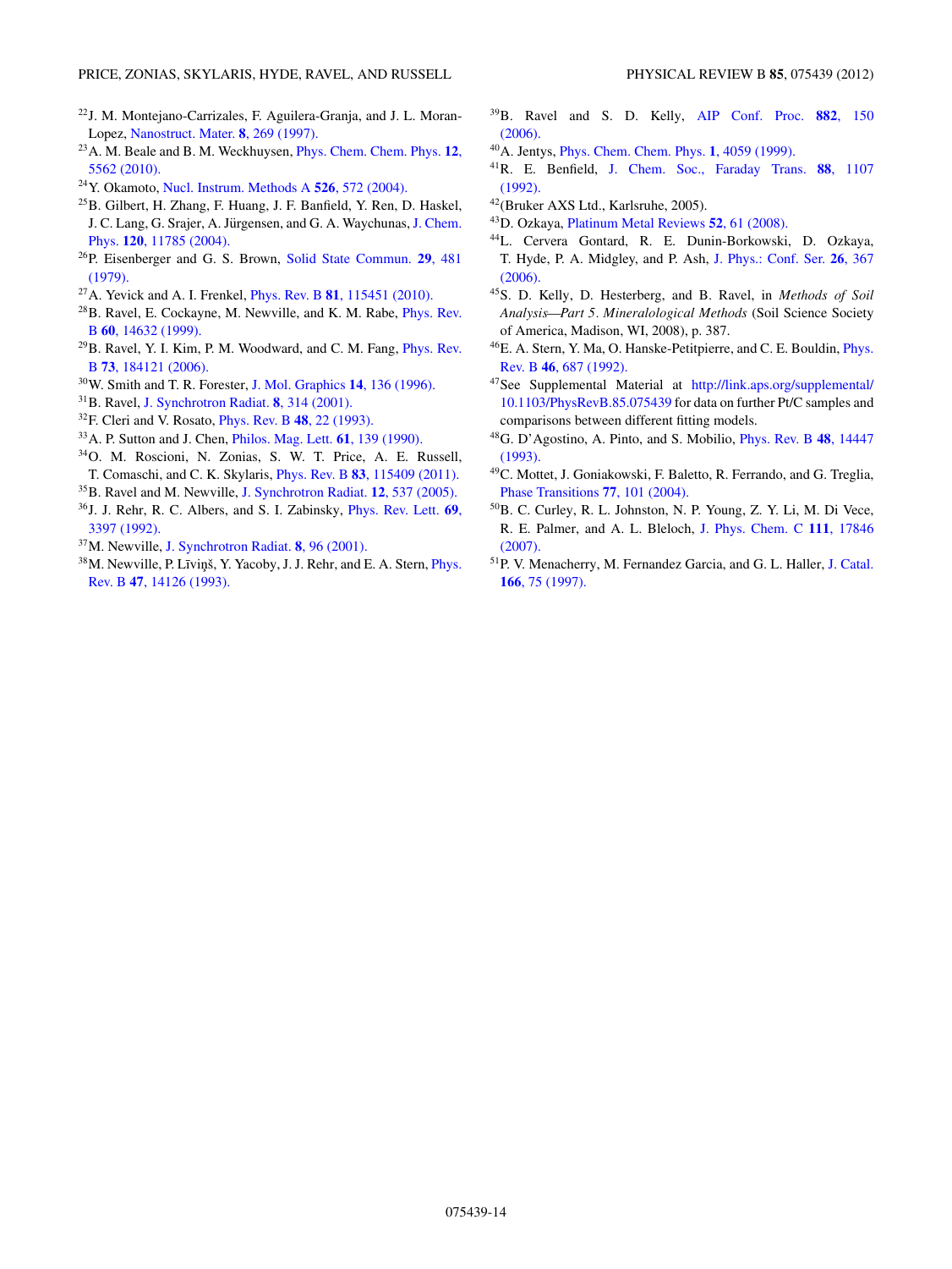[22] J. M. Montejano-Carrizales, F. Aguilera-Granja, and J. L. Moran-Lopez, Nanostruct. Mater. **8**, 269 (1997).

[23] A. M. Beale and B. M. Weckhuysen, Phys. Chem. Chem. Phys. **12**, 5562 (2010).

[24] Y. Okamoto, Nucl. Instrum. Methods A **526**, 572 (2004).

[25] B. Gilbert, H. Zhang, F. Huang, J. F. Banfield, Y. Ren, D. Haskel, J. C. Lang, G. Srajer, A. Jürgensen, and G. A. Waychunas, J. Chem. Phys. **120**, 11785 (2004).

[26] P. Eisenberger and G. S. Brown, Solid State Commun. **29**, 481 (1979).

[27] A. Yevick and A. I. Frenkel, Phys. Rev. B **81**, 115451 (2010).

[28] B. Ravel, E. Cockayne, M. Newville, and K. M. Rabe, Phys. Rev. B **60**, 14632 (1999).

[29] B. Ravel, Y. I. Kim, P. M. Woodward, and C. M. Fang, Phys. Rev. B **73**, 184121 (2006).

[30] W. Smith and T. R. Forester, J. Mol. Graphics **14**, 136 (1996).

[31] B. Ravel, J. Synchrotron Radiat. **8**, 314 (2001).

[32] F. Cleri and V. Rosato, Phys. Rev. B **48**, 22 (1993).

[33] A. P. Sutton and J. Chen, Philos. Mag. Lett. **61**, 139 (1990).

[34] O. M. Roscioni, N. Zonias, S. W. T. Price, A. E. Russell, T. Comaschi, and C. K. Skylaris, Phys. Rev. B **83**, 115409 (2011).

[35] B. Ravel and M. Newville, J. Synchrotron Radiat. **12**, 537 (2005).

[36] J. J. Rehr, R. C. Albers, and S. I. Zabinsky, Phys. Rev. Lett. **69**, 3397 (1992).

[37] M. Newville, J. Synchrotron Radiat. **8**, 96 (2001).

[38] M. Newville, P. Līviņš, Y. Yacoby, J. J. Rehr, and E. A. Stern, Phys. Rev. B **47**, 14126 (1993).

[39] B. Ravel and S. D. Kelly, AIP Conf. Proc. **882**, 150 (2006).

[40] A. Jentys, Phys. Chem. Chem. Phys. **1**, 4059 (1999).

[41] R. E. Benfield, J. Chem. Soc., Faraday Trans. **88**, 1107 (1992).

[42] (Bruker AXS Ltd., Karlsruhe, 2005).

[43] D. Ozkaya, Platinum Metal Reviews **52**, 61 (2008).

[44] L. Cervera Gontard, R. E. Dunin-Borkowski, D. Ozkaya, T. Hyde, P. A. Midgley, and P. Ash, J. Phys.: Conf. Ser. **26**, 367 (2006).

[45] S. D. Kelly, D. Hesterberg, and B. Ravel, in *Methods of Soil Analysis—Part 5. Mineralological Methods* (Soil Science Society of America, Madison, WI, 2008), p. 387.

[46] E. A. Stern, Y. Ma, O. Hanske-Petitpierre, and C. E. Bouldin, Phys. Rev. B **46**, 687 (1992).

[47] See Supplemental Material at http://link.aps.org/supplemental/10.1103/PhysRevB.85.075439 for data on further Pt/C samples and comparisons between different fitting models.

[48] G. D'Agostino, A. Pinto, and S. Mobilio, Phys. Rev. B **48**, 14447 (1993).

[49] C. Mottet, J. Goniakowski, F. Baletto, R. Ferrando, and G. Treglia, Phase Transitions **77**, 101 (2004).

[50] B. C. Curley, R. L. Johnston, N. P. Young, Z. Y. Li, M. Di Vece, R. E. Palmer, and A. L. Bleloch, J. Phys. Chem. C **111**, 17846 (2007).

[51] P. V. Menacherry, M. Fernandez Garcia, and G. L. Haller, J. Catal. **166**, 75 (1997).